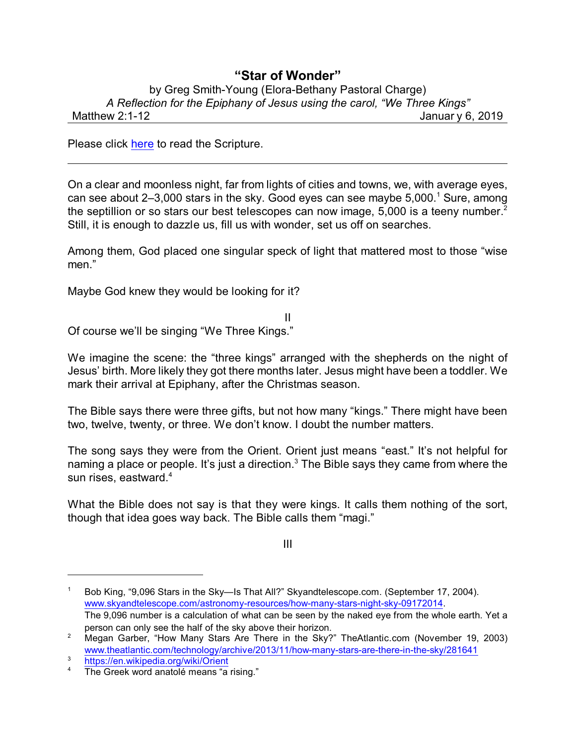# "Star of Wonder"

by Greg Smith-Young (Elora-Bethany Pastoral Charge)
*A Reflection for the Epiphany of Jesus using the carol, "We Three Kings"*
Matthew 2:1-12 Januar y 6, 2019

Please click here to read the Scripture.

---

On a clear and moonless night, far from lights of cities and towns, we, with average eyes, can see about 2–3,000 stars in the sky. Good eyes can see maybe 5,000.[1] Sure, among the septillion or so stars our best telescopes can now image, 5,000 is a teeny number.[2] Still, it is enough to dazzle us, fill us with wonder, set us off on searches.

Among them, God placed one singular speck of light that mattered most to those "wise men."

Maybe God knew they would be looking for it?

II

Of course we'll be singing "We Three Kings."

We imagine the scene: the "three kings" arranged with the shepherds on the night of Jesus' birth. More likely they got there months later. Jesus might have been a toddler. We mark their arrival at Epiphany, after the Christmas season.

The Bible says there were three gifts, but not how many "kings." There might have been two, twelve, twenty, or three. We don't know. I doubt the number matters.

The song says they were from the Orient. Orient just means "east." It's not helpful for naming a place or people. It's just a direction.[3] The Bible says they came from where the sun rises, eastward.[4]

What the Bible does not say is that they were kings. It calls them nothing of the sort, though that idea goes way back. The Bible calls them "magi."

III

---

[1] Bob King, "9,096 Stars in the Sky—Is That All?" Skyandtelescope.com. (September 17, 2004). www.skyandtelescope.com/astronomy-resources/how-many-stars-night-sky-09172014. The 9,096 number is a calculation of what can be seen by the naked eye from the whole earth. Yet a person can only see the half of the sky above their horizon.

[2] Megan Garber, "How Many Stars Are There in the Sky?" TheAtlantic.com (November 19, 2003) www.theatlantic.com/technology/archive/2013/11/how-many-stars-are-there-in-the-sky/281641

[3] https://en.wikipedia.org/wiki/Orient

[4] The Greek word anatolé means "a rising."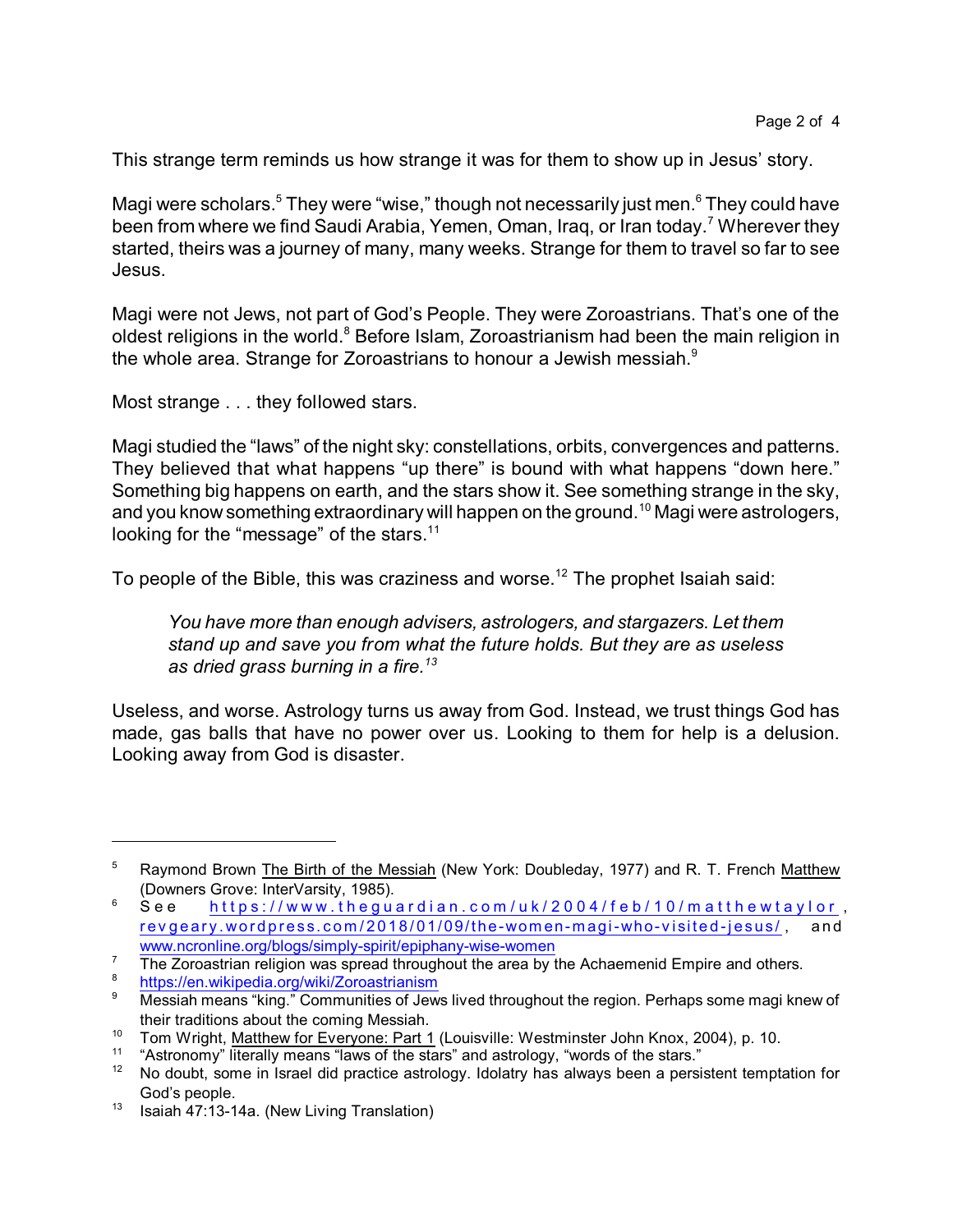This strange term reminds us how strange it was for them to show up in Jesus' story.

Magi were scholars.[5] They were "wise," though not necessarily just men.[6] They could have been from where we find Saudi Arabia, Yemen, Oman, Iraq, or Iran today.[7] Wherever they started, theirs was a journey of many, many weeks. Strange for them to travel so far to see Jesus.

Magi were not Jews, not part of God's People. They were Zoroastrians. That's one of the oldest religions in the world.[8] Before Islam, Zoroastrianism had been the main religion in the whole area. Strange for Zoroastrians to honour a Jewish messiah.[9]

Most strange . . . they followed stars.

Magi studied the "laws" of the night sky: constellations, orbits, convergences and patterns. They believed that what happens "up there" is bound with what happens "down here." Something big happens on earth, and the stars show it. See something strange in the sky, and you know something extraordinary will happen on the ground.[10] Magi were astrologers, looking for the "message" of the stars.[11]

To people of the Bible, this was craziness and worse.[12] The prophet Isaiah said:

> *You have more than enough advisers, astrologers, and stargazers. Let them stand up and save you from what the future holds. But they are as useless as dried grass burning in a fire.[13]*

Useless, and worse. Astrology turns us away from God. Instead, we trust things God has made, gas balls that have no power over us. Looking to them for help is a delusion. Looking away from God is disaster.

---

[5] Raymond Brown The Birth of the Messiah (New York: Doubleday, 1977) and R. T. French Matthew (Downers Grove: InterVarsity, 1985).

[6] See https://www.theguardian.com/uk/2004/feb/10/matthewtaylor, revgeary.wordpress.com/2018/01/09/the-women-magi-who-visited-jesus/, and www.ncronline.org/blogs/simply-spirit/epiphany-wise-women

[7] The Zoroastrian religion was spread throughout the area by the Achaemenid Empire and others.

[8] https://en.wikipedia.org/wiki/Zoroastrianism

[9] Messiah means "king." Communities of Jews lived throughout the region. Perhaps some magi knew of their traditions about the coming Messiah.

[10] Tom Wright, Matthew for Everyone: Part 1 (Louisville: Westminster John Knox, 2004), p. 10.

[11] "Astronomy" literally means "laws of the stars" and astrology, "words of the stars."

[12] No doubt, some in Israel did practice astrology. Idolatry has always been a persistent temptation for God's people.

[13] Isaiah 47:13-14a. (New Living Translation)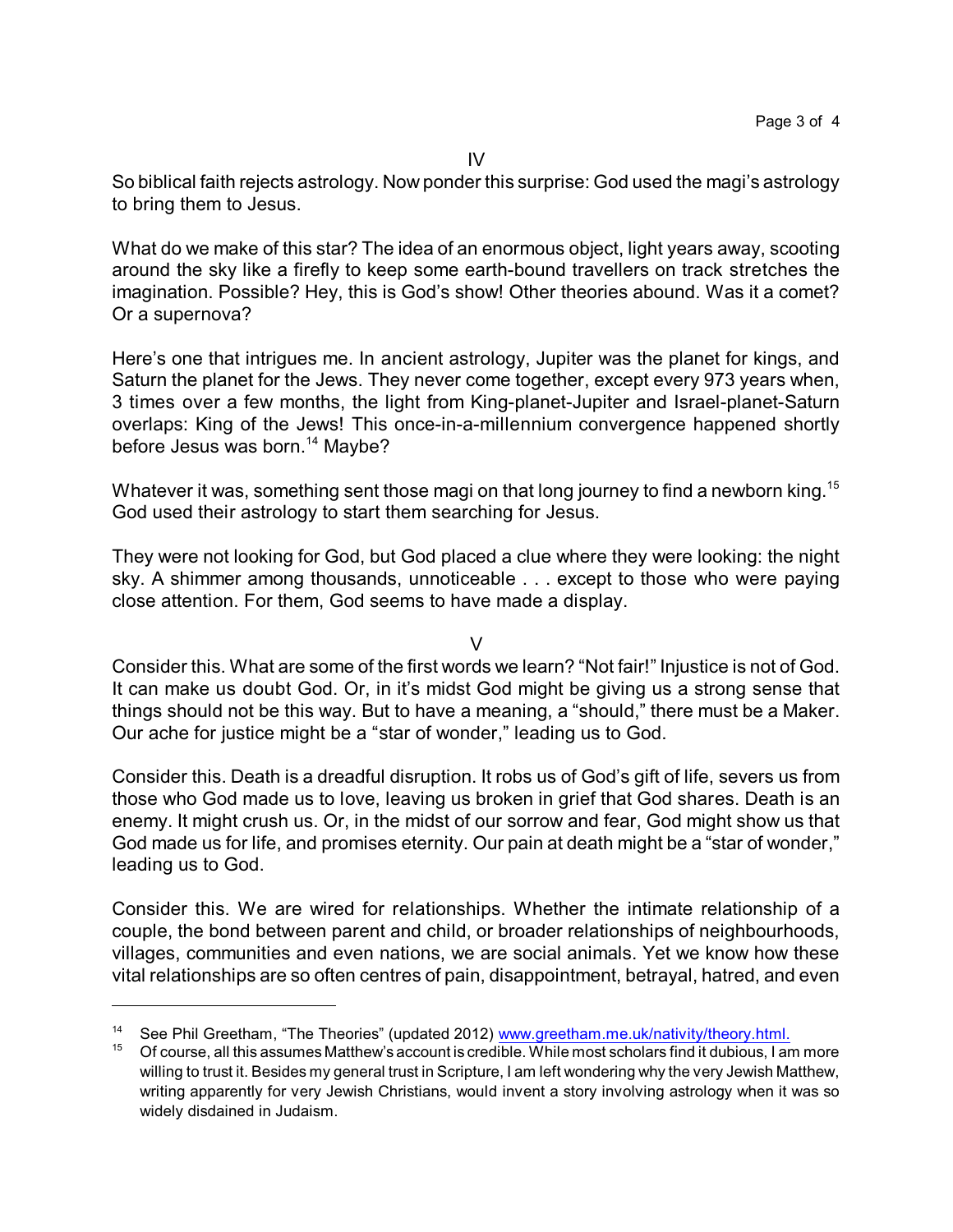IV

So biblical faith rejects astrology. Now ponder this surprise: God used the magi's astrology to bring them to Jesus.

What do we make of this star? The idea of an enormous object, light years away, scooting around the sky like a firefly to keep some earth-bound travellers on track stretches the imagination. Possible? Hey, this is God's show! Other theories abound. Was it a comet? Or a supernova?

Here's one that intrigues me. In ancient astrology, Jupiter was the planet for kings, and Saturn the planet for the Jews. They never come together, except every 973 years when, 3 times over a few months, the light from King-planet-Jupiter and Israel-planet-Saturn overlaps: King of the Jews! This once-in-a-millennium convergence happened shortly before Jesus was born.[14] Maybe?

Whatever it was, something sent those magi on that long journey to find a newborn king.[15] God used their astrology to start them searching for Jesus.

They were not looking for God, but God placed a clue where they were looking: the night sky. A shimmer among thousands, unnoticeable . . . except to those who were paying close attention. For them, God seems to have made a display.

V

Consider this. What are some of the first words we learn? "Not fair!" Injustice is not of God. It can make us doubt God. Or, in it's midst God might be giving us a strong sense that things should not be this way. But to have a meaning, a "should," there must be a Maker. Our ache for justice might be a "star of wonder," leading us to God.

Consider this. Death is a dreadful disruption. It robs us of God's gift of life, severs us from those who God made us to love, leaving us broken in grief that God shares. Death is an enemy. It might crush us. Or, in the midst of our sorrow and fear, God might show us that God made us for life, and promises eternity. Our pain at death might be a "star of wonder," leading us to God.

Consider this. We are wired for relationships. Whether the intimate relationship of a couple, the bond between parent and child, or broader relationships of neighbourhoods, villages, communities and even nations, we are social animals. Yet we know how these vital relationships are so often centres of pain, disappointment, betrayal, hatred, and even

---

[14] See Phil Greetham, "The Theories" (updated 2012) www.greetham.me.uk/nativity/theory.html.

[15] Of course, all this assumes Matthew's account is credible. While most scholars find it dubious, I am more willing to trust it. Besides my general trust in Scripture, I am left wondering why the very Jewish Matthew, writing apparently for very Jewish Christians, would invent a story involving astrology when it was so widely disdained in Judaism.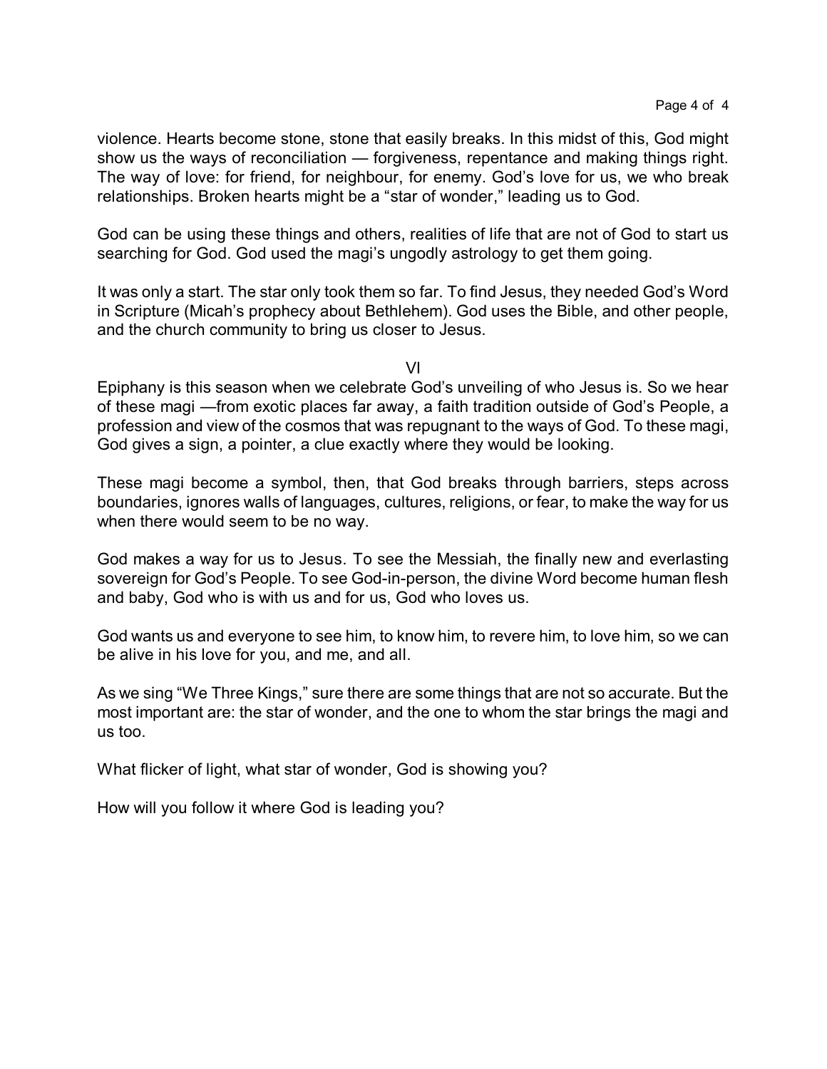violence. Hearts become stone, stone that easily breaks. In this midst of this, God might show us the ways of reconciliation — forgiveness, repentance and making things right. The way of love: for friend, for neighbour, for enemy. God's love for us, we who break relationships. Broken hearts might be a "star of wonder," leading us to God.

God can be using these things and others, realities of life that are not of God to start us searching for God. God used the magi's ungodly astrology to get them going.

It was only a start. The star only took them so far. To find Jesus, they needed God's Word in Scripture (Micah's prophecy about Bethlehem). God uses the Bible, and other people, and the church community to bring us closer to Jesus.

VI

Epiphany is this season when we celebrate God's unveiling of who Jesus is. So we hear of these magi —from exotic places far away, a faith tradition outside of God's People, a profession and view of the cosmos that was repugnant to the ways of God. To these magi, God gives a sign, a pointer, a clue exactly where they would be looking.

These magi become a symbol, then, that God breaks through barriers, steps across boundaries, ignores walls of languages, cultures, religions, or fear, to make the way for us when there would seem to be no way.

God makes a way for us to Jesus. To see the Messiah, the finally new and everlasting sovereign for God's People. To see God-in-person, the divine Word become human flesh and baby, God who is with us and for us, God who loves us.

God wants us and everyone to see him, to know him, to revere him, to love him, so we can be alive in his love for you, and me, and all.

As we sing "We Three Kings," sure there are some things that are not so accurate. But the most important are: the star of wonder, and the one to whom the star brings the magi and us too.

What flicker of light, what star of wonder, God is showing you?

How will you follow it where God is leading you?